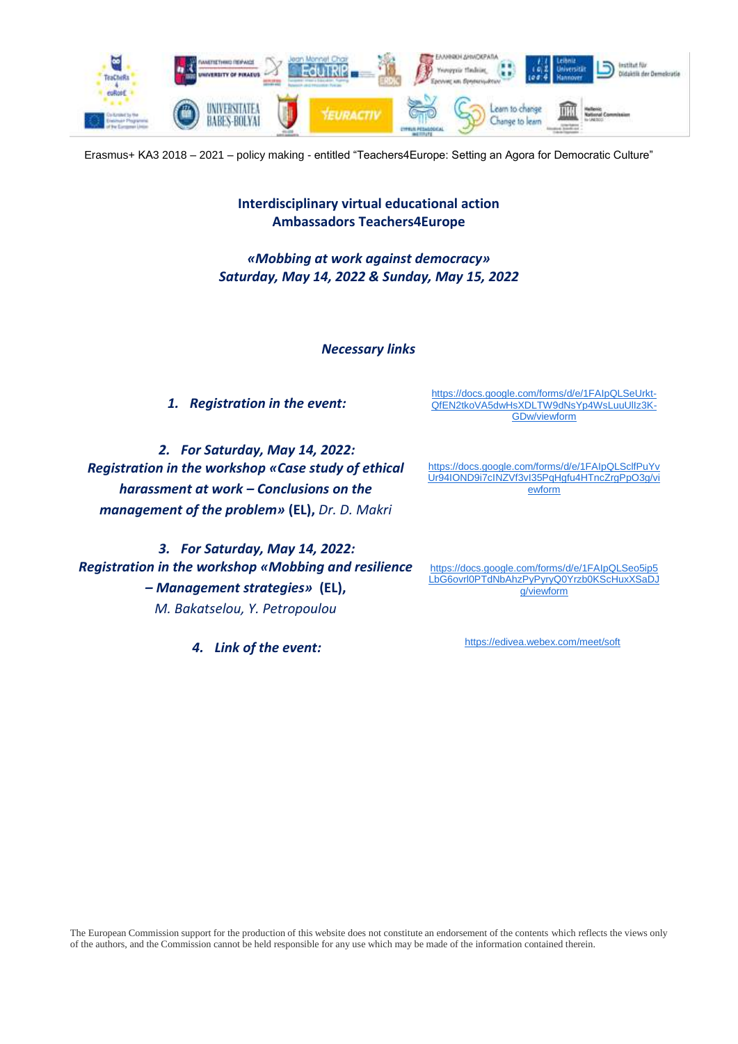Erasmus+ KA3 2018 – 2021 – policy making - entitled "Teachers4Europe: Setting an Agora for Democratic Culture"

**Interdisciplinary virtual educational action**
**Ambassadors Teachers4Europe**

***«Mobbing at work against democracy»***
***Saturday, May 14, 2022 & Sunday, May 15, 2022***

***Necessary links***

| | |
|---|---|
| ***1. Registration in the event:*** | https://docs.google.com/forms/d/e/1FAIpQLSeUrkt-QfEN2tkoVA5dwHsXDLTW9dNsYp4WsLuuUllz3K-GDw/viewform |
| ***2. For Saturday, May 14, 2022: Registration in the workshop «Case study of ethical harassment at work – Conclusions on the management of the problem»*** **(EL),** *Dr. D. Makri* | https://docs.google.com/forms/d/e/1FAIpQLSclfPuYvUr94IOND9i7cINZVf3vI35PqHgfu4HTncZrgPpO3g/viewform |
| ***3. For Saturday, May 14, 2022: Registration in the workshop «Mobbing and resilience – Management strategies»*** **(EL),** *M. Bakatselou, Y. Petropoulou* | https://docs.google.com/forms/d/e/1FAIpQLSeo5ip5LbG6ovrl0PTdNbAhzPyPyryQ0Yrzb0KScHuxXSaDJg/viewform |
| ***4. Link of the event:*** | https://edivea.webex.com/meet/soft |

The European Commission support for the production of this website does not constitute an endorsement of the contents which reflects the views only of the authors, and the Commission cannot be held responsible for any use which may be made of the information contained therein.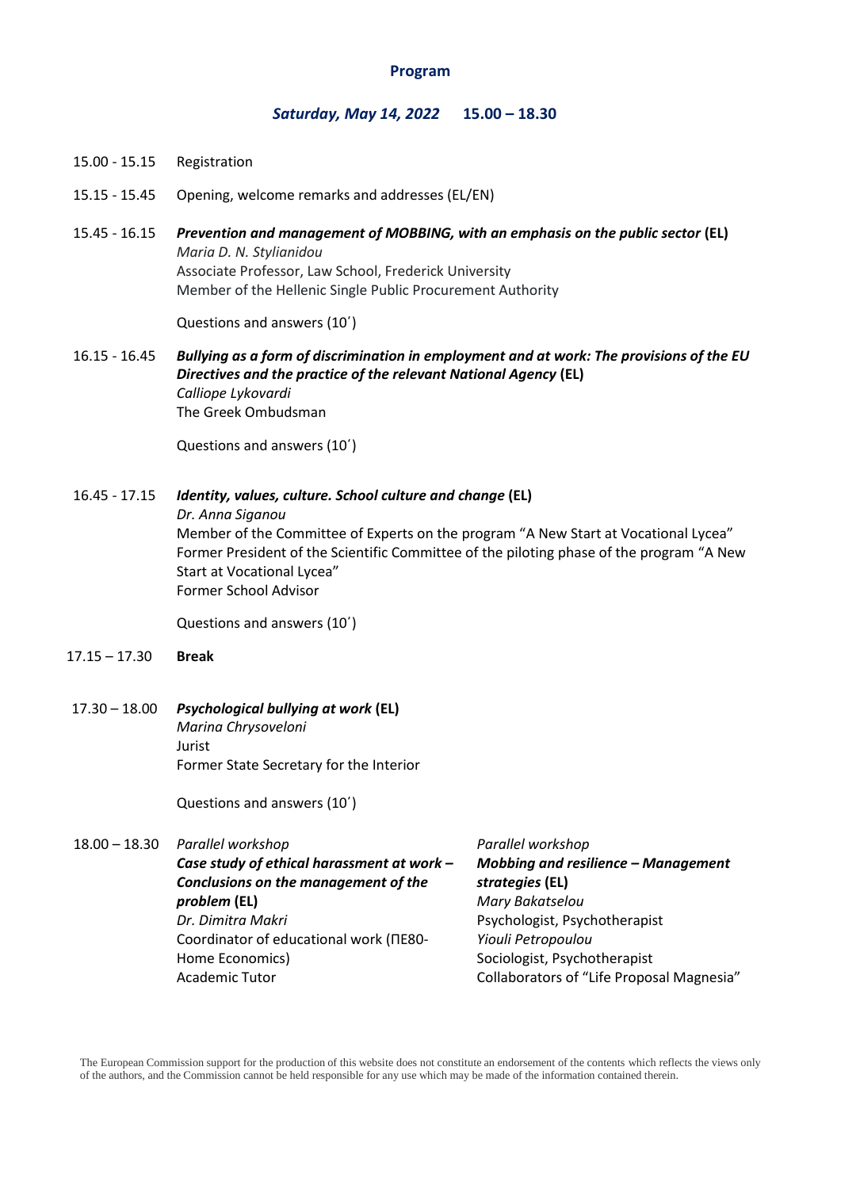## Program

### *Saturday, May 14, 2022* 15.00 – 18.30

15.00 - 15.15 Registration

15.15 - 15.45 Opening, welcome remarks and addresses (EL/EN)

15.45 - 16.15 ***Prevention and management of MOBBING, with an emphasis on the public sector* (EL)**
*Maria D. N. Stylianidou*
Associate Professor, Law School, Frederick University
Member of the Hellenic Single Public Procurement Authority

Questions and answers (10΄)

16.15 - 16.45 ***Bullying as a form of discrimination in employment and at work: The provisions of the EU Directives and the practice of the relevant National Agency* (EL)**
*Calliope Lykovardi*
The Greek Ombudsman

Questions and answers (10΄)

16.45 - 17.15 ***Identity, values, culture. School culture and change* (EL)**
*Dr. Anna Siganou*
Member of the Committee of Experts on the program "A New Start at Vocational Lycea"
Former President of the Scientific Committee of the piloting phase of the program "A New Start at Vocational Lycea"
Former School Advisor

Questions and answers (10΄)

17.15 – 17.30 **Break**

17.30 – 18.00 ***Psychological bullying at work* (EL)**
*Marina Chrysoveloni*
Jurist
Former State Secretary for the Interior

Questions and answers (10΄)

18.00 – 18.30

*Parallel workshop*
***Case study of ethical harassment at work – Conclusions on the management of the problem* (EL)**
*Dr. Dimitra Makri*
Coordinator of educational work (ΠΕ80- Home Economics)
Academic Tutor

*Parallel workshop*
***Mobbing and resilience – Management strategies* (EL)**
*Mary Bakatselou*
Psychologist, Psychotherapist
*Yiouli Petropoulou*
Sociologist, Psychotherapist
Collaborators of "Life Proposal Magnesia"

The European Commission support for the production of this website does not constitute an endorsement of the contents which reflects the views only of the authors, and the Commission cannot be held responsible for any use which may be made of the information contained therein.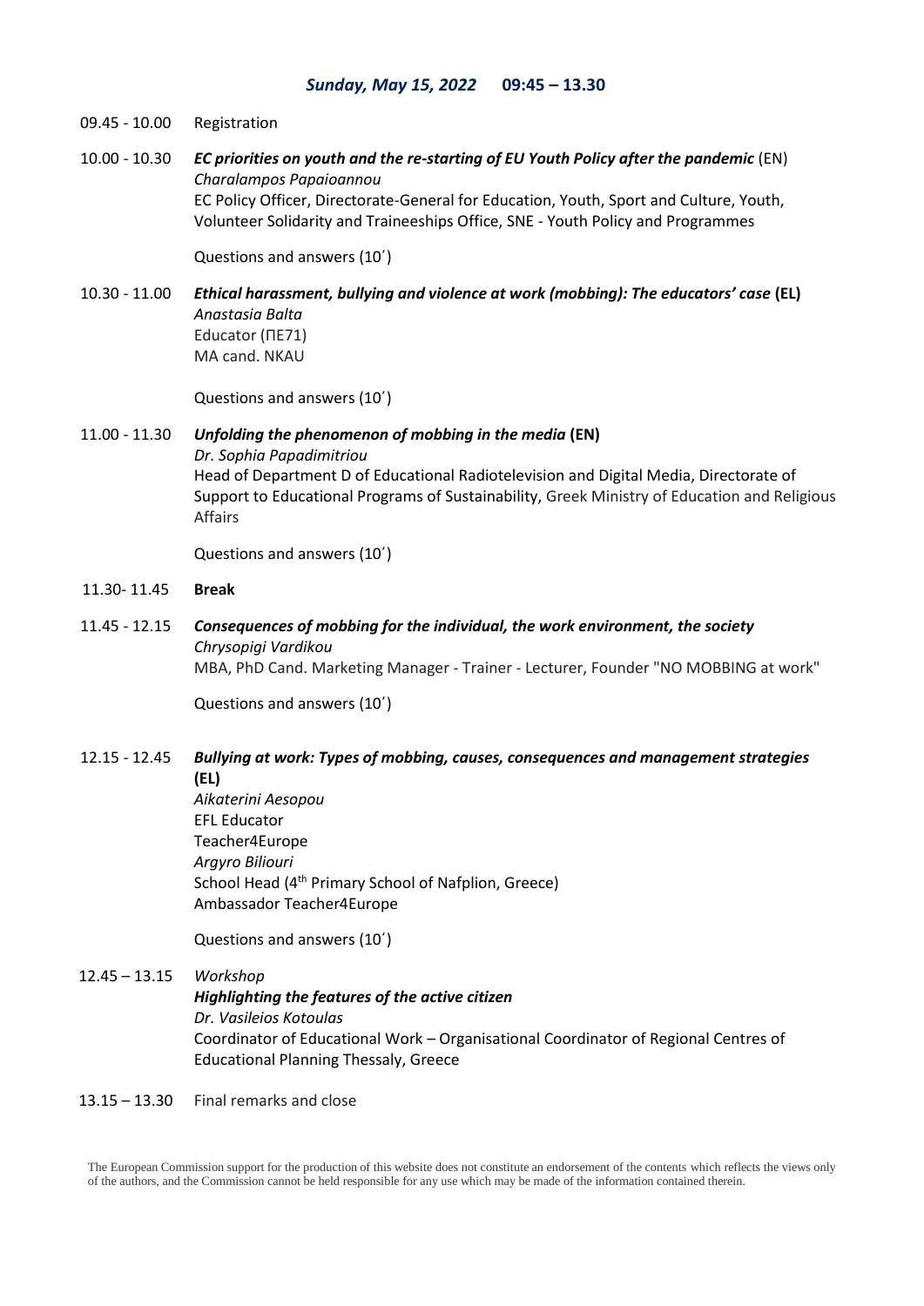### ***Sunday, May 15, 2022*** **09:45 – 13.30**

09.45 - 10.00 Registration

10.00 - 10.30 ***EC priorities on youth and the re-starting of EU Youth Policy after the pandemic*** (EN)
*Charalampos Papaioannou*
EC Policy Officer, Directorate-General for Education, Youth, Sport and Culture, Youth, Volunteer Solidarity and Traineeships Office, SNE - Youth Policy and Programmes

Questions and answers (10΄)

10.30 - 11.00 ***Ethical harassment, bullying and violence at work (mobbing): The educators' case*** **(EL)**
*Anastasia Balta*
Educator (ΠΕ71)
MA cand. NKAU

Questions and answers (10΄)

11.00 - 11.30 ***Unfolding the phenomenon of mobbing in the media*** **(EN)**
*Dr. Sophia Papadimitriou*
Head of Department D of Educational Radiotelevision and Digital Media, Directorate of Support to Educational Programs of Sustainability, Greek Ministry of Education and Religious Affairs

Questions and answers (10΄)

11.30- 11.45 **Break**

11.45 - 12.15 ***Consequences of mobbing for the individual, the work environment, the society***
*Chrysopigi Vardikou*
MBA, PhD Cand. Marketing Manager - Trainer - Lecturer, Founder "NO MOBBING at work"

Questions and answers (10΄)

12.15 - 12.45 ***Bullying at work: Types of mobbing, causes, consequences and management strategies*** **(EL)**
*Aikaterini Aesopou*
EFL Educator
Teacher4Europe
*Argyro Biliouri*
School Head (4th Primary School of Nafplion, Greece)
Ambassador Teacher4Europe

Questions and answers (10΄)

12.45 – 13.15 *Workshop*
***Highlighting the features of the active citizen***
*Dr. Vasileios Kotoulas*
Coordinator of Educational Work – Organisational Coordinator of Regional Centres of Educational Planning Thessaly, Greece

13.15 – 13.30 Final remarks and close

The European Commission support for the production of this website does not constitute an endorsement of the contents which reflects the views only of the authors, and the Commission cannot be held responsible for any use which may be made of the information contained therein.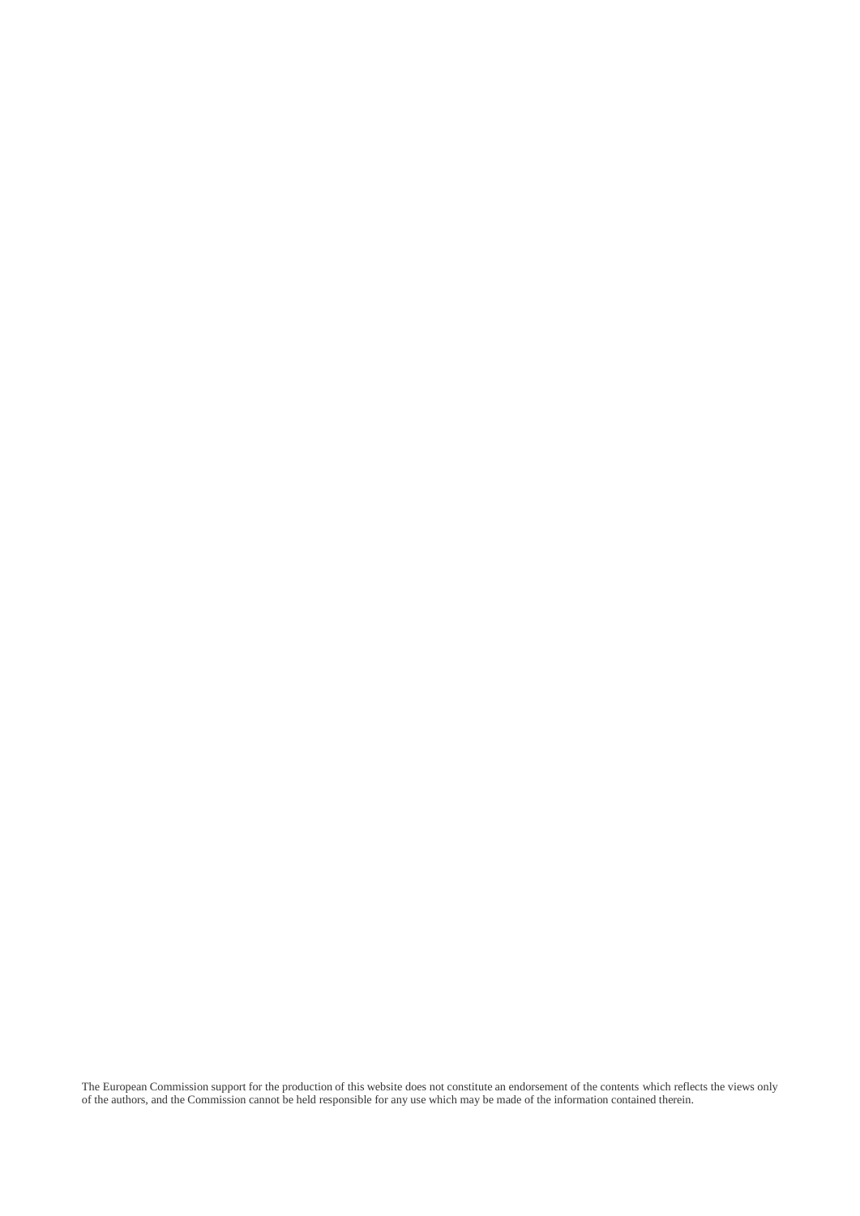The European Commission support for the production of this website does not constitute an endorsement of the contents which reflects the views only of the authors, and the Commission cannot be held responsible for any use which may be made of the information contained therein.